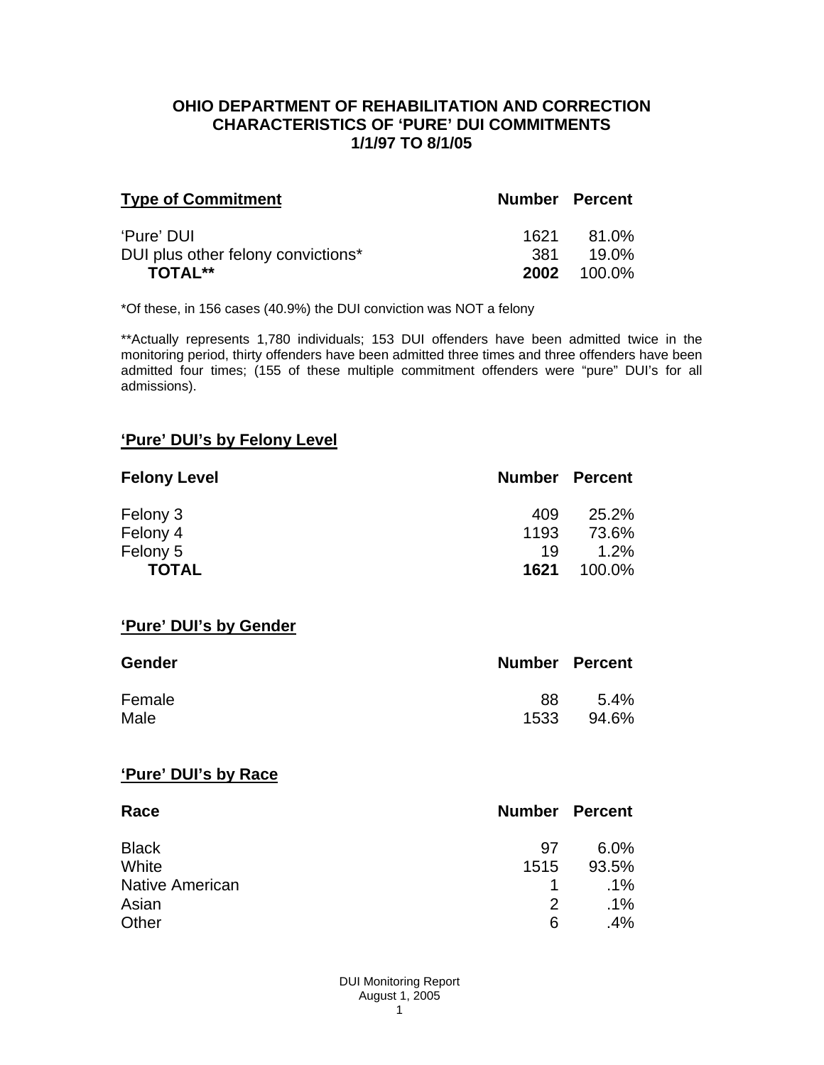# OHIO DEPARTMENT OF REHABILITATION AND CORRECTION
## CHARACTERISTICS OF 'PURE' DUI COMMITMENTS
## 1/1/97 TO 8/1/05

| Type of Commitment | Number | Percent |
|---|---|---|
| 'Pure' DUI | 1621 | 81.0% |
| DUI plus other felony convictions* | 381 | 19.0% |
| **TOTAL**** | **2002** | 100.0% |

*Of these, in 156 cases (40.9%) the DUI conviction was NOT a felony

**Actually represents 1,780 individuals; 153 DUI offenders have been admitted twice in the monitoring period, thirty offenders have been admitted three times and three offenders have been admitted four times; (155 of these multiple commitment offenders were "pure" DUI's for all admissions).

### 'Pure' DUI's by Felony Level

| Felony Level | Number | Percent |
|---|---|---|
| Felony 3 | 409 | 25.2% |
| Felony 4 | 1193 | 73.6% |
| Felony 5 | 19 | 1.2% |
| **TOTAL** | **1621** | 100.0% |

### 'Pure' DUI's by Gender

| Gender | Number | Percent |
|---|---|---|
| Female | 88 | 5.4% |
| Male | 1533 | 94.6% |

### 'Pure' DUI's by Race

| Race | Number | Percent |
|---|---|---|
| Black | 97 | 6.0% |
| White | 1515 | 93.5% |
| Native American | 1 | .1% |
| Asian | 2 | .1% |
| Other | 6 | .4% |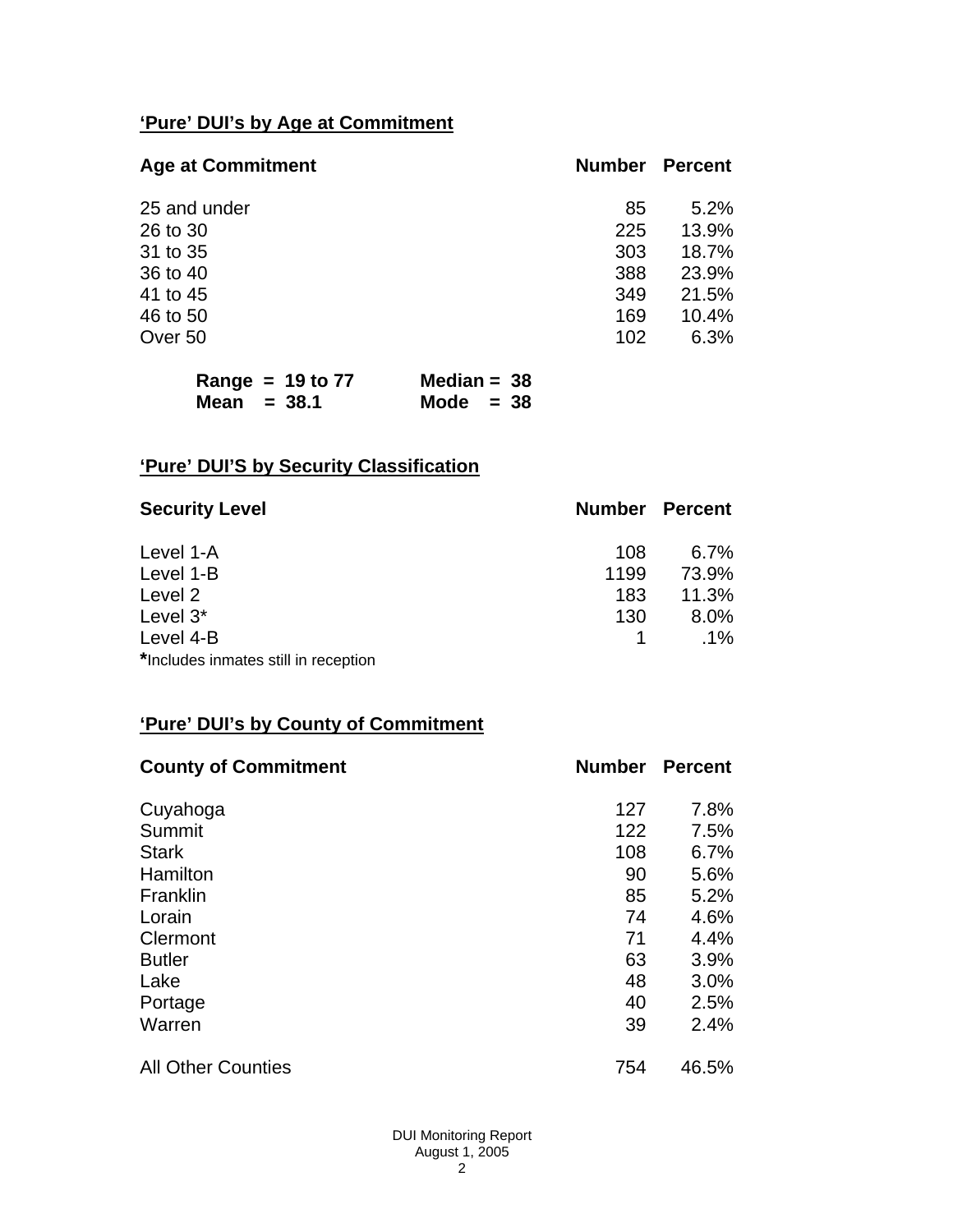## 'Pure' DUI's by Age at Commitment

| Age at Commitment | Number | Percent |
|---|---|---|
| 25 and under | 85 | 5.2% |
| 26 to 30 | 225 | 13.9% |
| 31 to 35 | 303 | 18.7% |
| 36 to 40 | 388 | 23.9% |
| 41 to 45 | 349 | 21.5% |
| 46 to 50 | 169 | 10.4% |
| Over 50 | 102 | 6.3% |

**Range = 19 to 77** **Median = 38**
**Mean = 38.1** **Mode = 38**

## 'Pure' DUI'S by Security Classification

| Security Level | Number | Percent |
|---|---|---|
| Level 1-A | 108 | 6.7% |
| Level 1-B | 1199 | 73.9% |
| Level 2 | 183 | 11.3% |
| Level 3* | 130 | 8.0% |
| Level 4-B | 1 | .1% |

***Includes inmates still in reception**

## 'Pure' DUI's by County of Commitment

| County of Commitment | Number | Percent |
|---|---|---|
| Cuyahoga | 127 | 7.8% |
| Summit | 122 | 7.5% |
| Stark | 108 | 6.7% |
| Hamilton | 90 | 5.6% |
| Franklin | 85 | 5.2% |
| Lorain | 74 | 4.6% |
| Clermont | 71 | 4.4% |
| Butler | 63 | 3.9% |
| Lake | 48 | 3.0% |
| Portage | 40 | 2.5% |
| Warren | 39 | 2.4% |
| All Other Counties | 754 | 46.5% |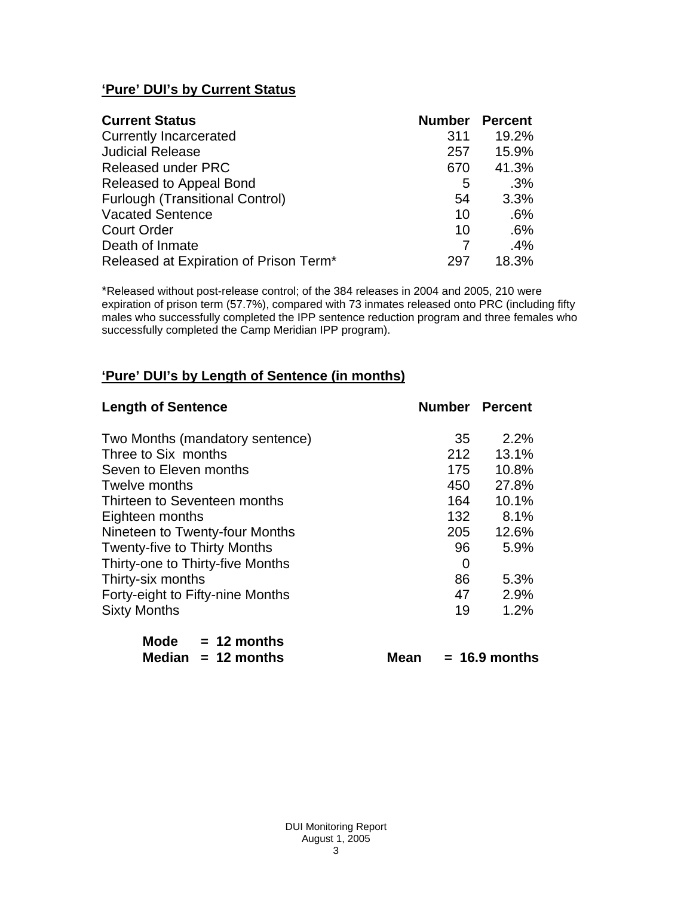## 'Pure' DUI's by Current Status

| Current Status | Number | Percent |
|---|---|---|
| Currently Incarcerated | 311 | 19.2% |
| Judicial Release | 257 | 15.9% |
| Released under PRC | 670 | 41.3% |
| Released to Appeal Bond | 5 | .3% |
| Furlough (Transitional Control) | 54 | 3.3% |
| Vacated Sentence | 10 | .6% |
| Court Order | 10 | .6% |
| Death of Inmate | 7 | .4% |
| Released at Expiration of Prison Term* | 297 | 18.3% |

*Released without post-release control; of the 384 releases in 2004 and 2005, 210 were expiration of prison term (57.7%), compared with 73 inmates released onto PRC (including fifty males who successfully completed the IPP sentence reduction program and three females who successfully completed the Camp Meridian IPP program).

## 'Pure' DUI's by Length of Sentence (in months)

| Length of Sentence | Number | Percent |
|---|---|---|
| Two Months (mandatory sentence) | 35 | 2.2% |
| Three to Six months | 212 | 13.1% |
| Seven to Eleven months | 175 | 10.8% |
| Twelve months | 450 | 27.8% |
| Thirteen to Seventeen months | 164 | 10.1% |
| Eighteen months | 132 | 8.1% |
| Nineteen to Twenty-four Months | 205 | 12.6% |
| Twenty-five to Thirty Months | 96 | 5.9% |
| Thirty-one to Thirty-five Months | 0 | |
| Thirty-six months | 86 | 5.3% |
| Forty-eight to Fifty-nine Months | 47 | 2.9% |
| Sixty Months | 19 | 1.2% |

**Mode = 12 months**
**Median = 12 months** **Mean = 16.9 months**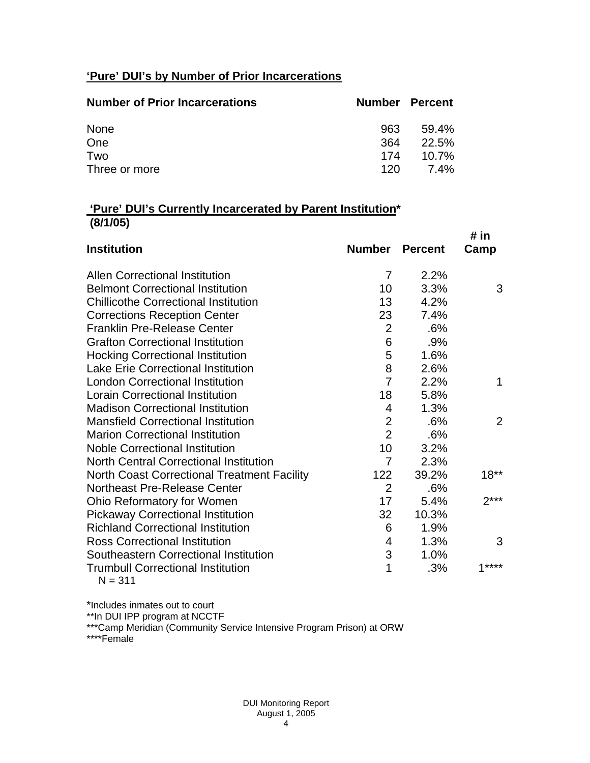## 'Pure' DUI's by Number of Prior Incarcerations

| Number of Prior Incarcerations | Number | Percent |
|---|---|---|
| None | 963 | 59.4% |
| One | 364 | 22.5% |
| Two | 174 | 10.7% |
| Three or more | 120 | 7.4% |

## 'Pure' DUI's Currently Incarcerated by Parent Institution* (8/1/05)

| Institution | Number | Percent | # in Camp |
|---|---|---|---|
| Allen Correctional Institution | 7 | 2.2% | |
| Belmont Correctional Institution | 10 | 3.3% | 3 |
| Chillicothe Correctional Institution | 13 | 4.2% | |
| Corrections Reception Center | 23 | 7.4% | |
| Franklin Pre-Release Center | 2 | .6% | |
| Grafton Correctional Institution | 6 | .9% | |
| Hocking Correctional Institution | 5 | 1.6% | |
| Lake Erie Correctional Institution | 8 | 2.6% | |
| London Correctional Institution | 7 | 2.2% | 1 |
| Lorain Correctional Institution | 18 | 5.8% | |
| Madison Correctional Institution | 4 | 1.3% | |
| Mansfield Correctional Institution | 2 | .6% | 2 |
| Marion Correctional Institution | 2 | .6% | |
| Noble Correctional Institution | 10 | 3.2% | |
| North Central Correctional Institution | 7 | 2.3% | |
| North Coast Correctional Treatment Facility | 122 | 39.2% | 18** |
| Northeast Pre-Release Center | 2 | .6% | |
| Ohio Reformatory for Women | 17 | 5.4% | 2*** |
| Pickaway Correctional Institution | 32 | 10.3% | |
| Richland Correctional Institution | 6 | 1.9% | |
| Ross Correctional Institution | 4 | 1.3% | 3 |
| Southeastern Correctional Institution | 3 | 1.0% | |
| Trumbull Correctional Institution | 1 | .3% | 1**** |

N = 311

*Includes inmates out to court
**In DUI IPP program at NCCTF
***Camp Meridian (Community Service Intensive Program Prison) at ORW
****Female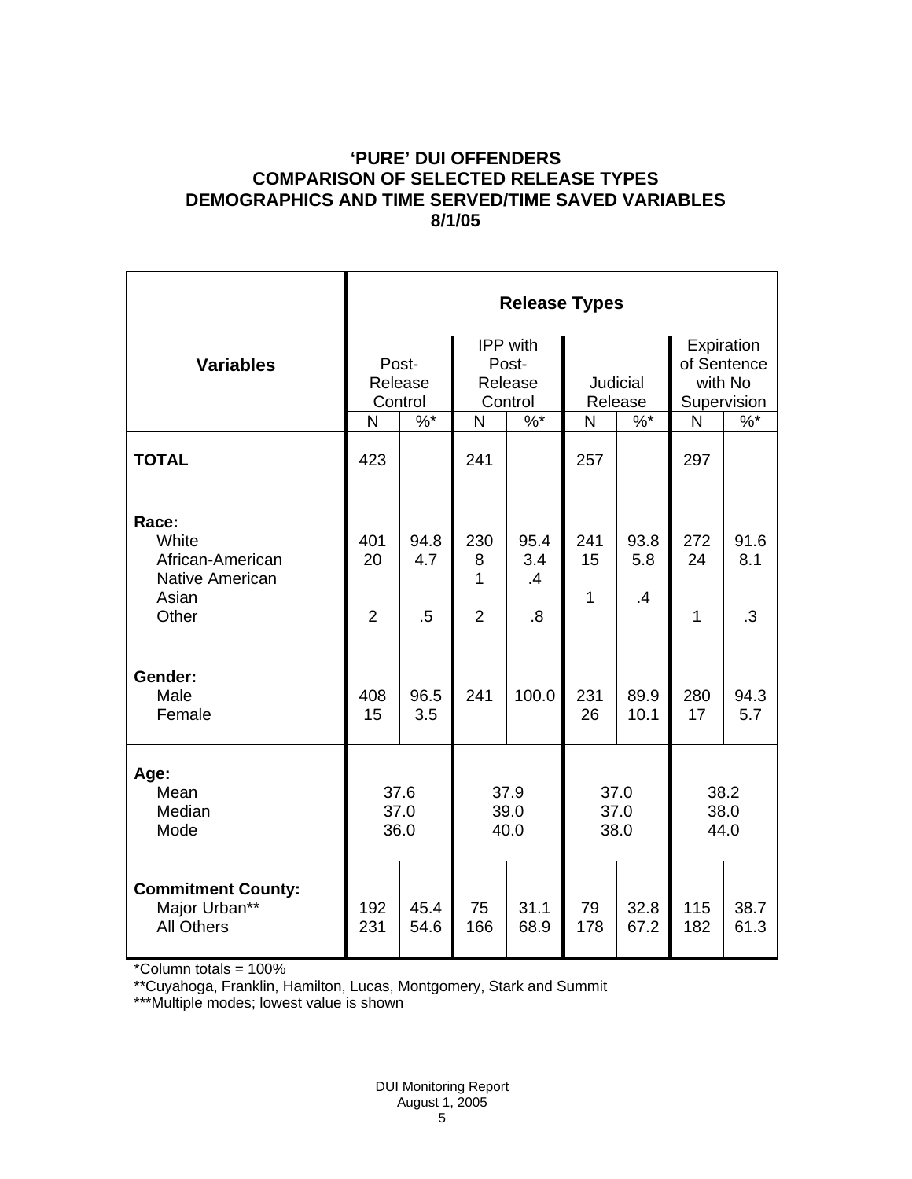# 'PURE' DUI OFFENDERS
# COMPARISON OF SELECTED RELEASE TYPES
# DEMOGRAPHICS AND TIME SERVED/TIME SAVED VARIABLES
# 8/1/05

| Variables | Release Types | | | | | | | |
|---|---|---|---|---|---|---|---|---|
| | Post-Release Control | | IPP with Post-Release Control | | Judicial Release | | Expiration of Sentence with No Supervision | |
| | N | %* | N | %* | N | %* | N | %* |
| **TOTAL** | 423 | | 241 | | 257 | | 297 | |
| **Race:** | | | | | | | | |
| White | 401 | 94.8 | 230 | 95.4 | 241 | 93.8 | 272 | 91.6 |
| African-American | 20 | 4.7 | 8 | 3.4 | 15 | 5.8 | 24 | 8.1 |
| Native American | | | 1 | .4 | | | | |
| Asian | | | | | 1 | .4 | | |
| Other | 2 | .5 | 2 | .8 | | | 1 | .3 |
| **Gender:** | | | | | | | | |
| Male | 408 | 96.5 | 241 | 100.0 | 231 | 89.9 | 280 | 94.3 |
| Female | 15 | 3.5 | | | 26 | 10.1 | 17 | 5.7 |
| **Age:** | | | | | | | | |
| Mean | 37.6 | | 37.9 | | 37.0 | | 38.2 | |
| Median | 37.0 | | 39.0 | | 37.0 | | 38.0 | |
| Mode | 36.0 | | 40.0 | | 38.0 | | 44.0 | |
| **Commitment County:** | | | | | | | | |
| Major Urban** | 192 | 45.4 | 75 | 31.1 | 79 | 32.8 | 115 | 38.7 |
| All Others | 231 | 54.6 | 166 | 68.9 | 178 | 67.2 | 182 | 61.3 |

*Column totals = 100%

**Cuyahoga, Franklin, Hamilton, Lucas, Montgomery, Stark and Summit

***Multiple modes; lowest value is shown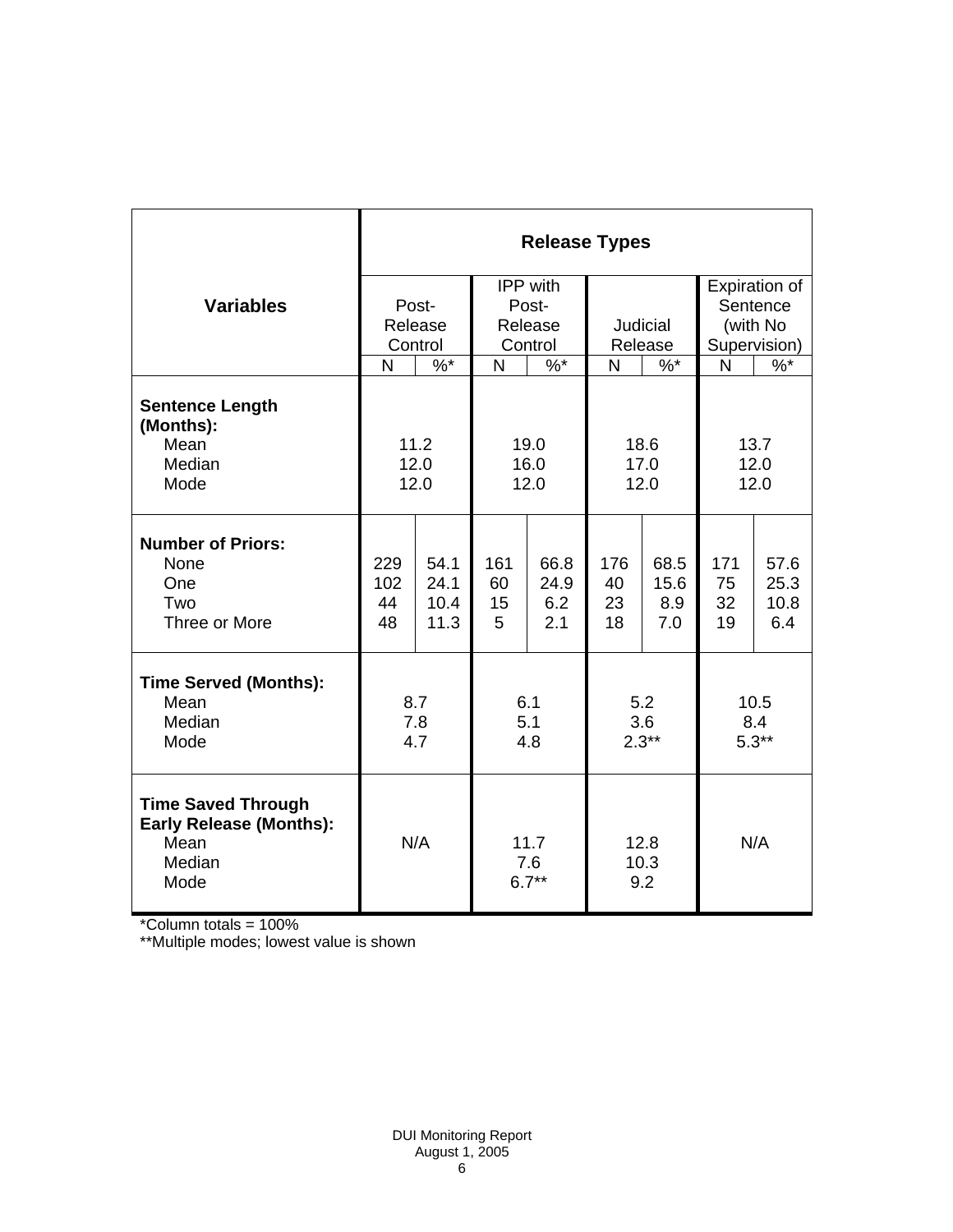| Variables | Release Types | | | | | | | |
|---|---|---|---|---|---|---|---|---|
| | Post-Release Control | | IPP with Post-Release Control | | Judicial Release | | Expiration of Sentence (with No Supervision) | |
| | N | %* | N | %* | N | %* | N | %* |
| **Sentence Length (Months):** | | | | | | | | |
| Mean | 11.2 | | 19.0 | | 18.6 | | 13.7 | |
| Median | 12.0 | | 16.0 | | 17.0 | | 12.0 | |
| Mode | 12.0 | | 12.0 | | 12.0 | | 12.0 | |
| **Number of Priors:** | | | | | | | | |
| None | 229 | 54.1 | 161 | 66.8 | 176 | 68.5 | 171 | 57.6 |
| One | 102 | 24.1 | 60 | 24.9 | 40 | 15.6 | 75 | 25.3 |
| Two | 44 | 10.4 | 15 | 6.2 | 23 | 8.9 | 32 | 10.8 |
| Three or More | 48 | 11.3 | 5 | 2.1 | 18 | 7.0 | 19 | 6.4 |
| **Time Served (Months):** | | | | | | | | |
| Mean | 8.7 | | 6.1 | | 5.2 | | 10.5 | |
| Median | 7.8 | | 5.1 | | 3.6 | | 8.4 | |
| Mode | 4.7 | | 4.8 | | 2.3** | | 5.3** | |
| **Time Saved Through Early Release (Months):** | | | | | | | | |
| Mean | N/A | | 11.7 | | 12.8 | | N/A | |
| Median | | | 7.6 | | 10.3 | | | |
| Mode | | | 6.7** | | 9.2 | | | |

*Column totals = 100%

**Multiple modes; lowest value is shown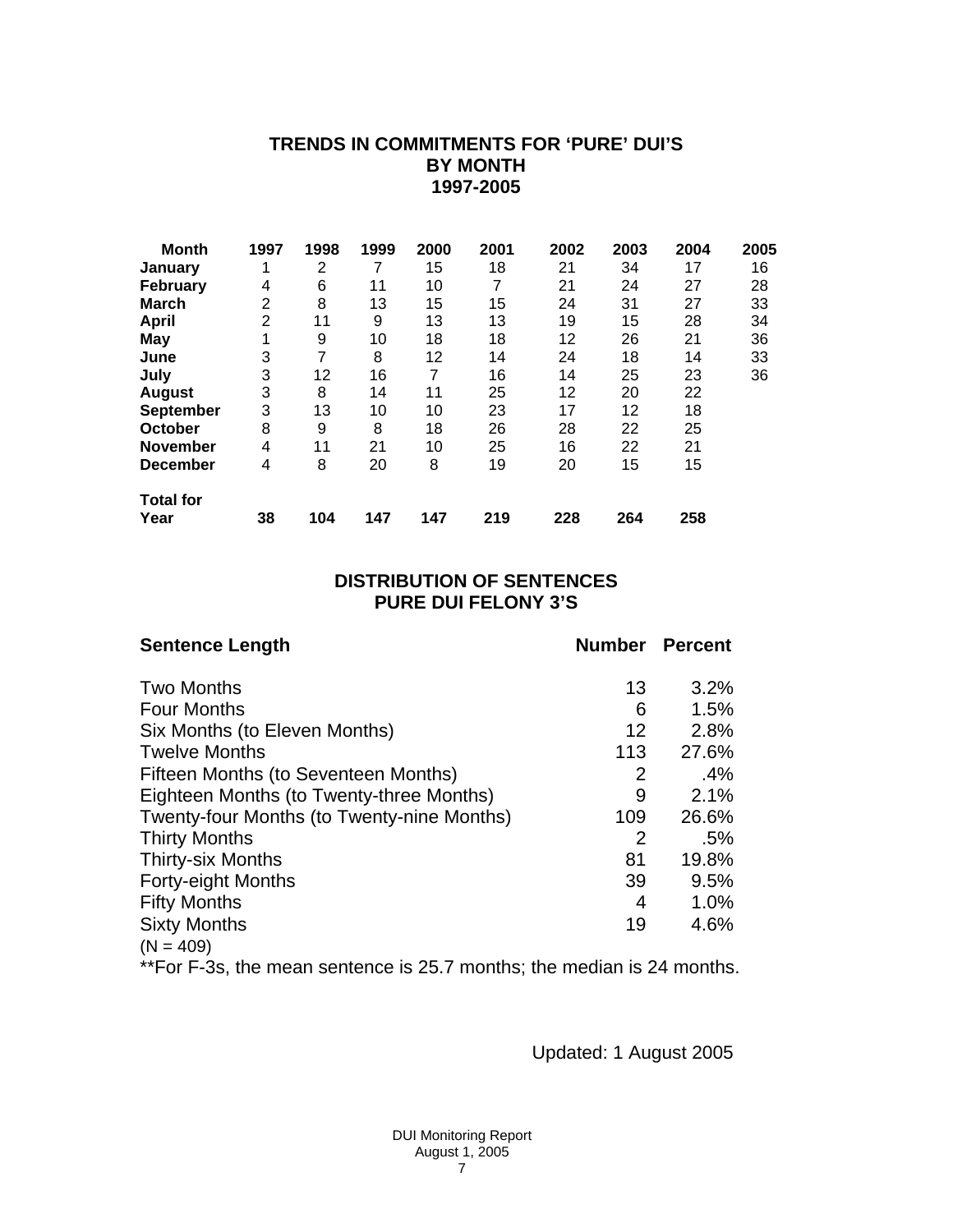## TRENDS IN COMMITMENTS FOR 'PURE' DUI'S
## BY MONTH
## 1997-2005

| Month | 1997 | 1998 | 1999 | 2000 | 2001 | 2002 | 2003 | 2004 | 2005 |
|---|---|---|---|---|---|---|---|---|---|
| **January** | 1 | 2 | 7 | 15 | 18 | 21 | 34 | 17 | 16 |
| **February** | 4 | 6 | 11 | 10 | 7 | 21 | 24 | 27 | 28 |
| **March** | 2 | 8 | 13 | 15 | 15 | 24 | 31 | 27 | 33 |
| **April** | 2 | 11 | 9 | 13 | 13 | 19 | 15 | 28 | 34 |
| **May** | 1 | 9 | 10 | 18 | 18 | 12 | 26 | 21 | 36 |
| **June** | 3 | 7 | 8 | 12 | 14 | 24 | 18 | 14 | 33 |
| **July** | 3 | 12 | 16 | 7 | 16 | 14 | 25 | 23 | 36 |
| **August** | 3 | 8 | 14 | 11 | 25 | 12 | 20 | 22 | |
| **September** | 3 | 13 | 10 | 10 | 23 | 17 | 12 | 18 | |
| **October** | 8 | 9 | 8 | 18 | 26 | 28 | 22 | 25 | |
| **November** | 4 | 11 | 21 | 10 | 25 | 16 | 22 | 21 | |
| **December** | 4 | 8 | 20 | 8 | 19 | 20 | 15 | 15 | |
| **Total for Year** | **38** | **104** | **147** | **147** | **219** | **228** | **264** | **258** | |

## DISTRIBUTION OF SENTENCES
## PURE DUI FELONY 3'S

| Sentence Length | Number | Percent |
|---|---|---|
| Two Months | 13 | 3.2% |
| Four Months | 6 | 1.5% |
| Six Months (to Eleven Months) | 12 | 2.8% |
| Twelve Months | 113 | 27.6% |
| Fifteen Months (to Seventeen Months) | 2 | .4% |
| Eighteen Months (to Twenty-three Months) | 9 | 2.1% |
| Twenty-four Months (to Twenty-nine Months) | 109 | 26.6% |
| Thirty Months | 2 | .5% |
| Thirty-six Months | 81 | 19.8% |
| Forty-eight Months | 39 | 9.5% |
| Fifty Months | 4 | 1.0% |
| Sixty Months | 19 | 4.6% |

(N = 409)

**For F-3s, the mean sentence is 25.7 months; the median is 24 months.

Updated: 1 August 2005